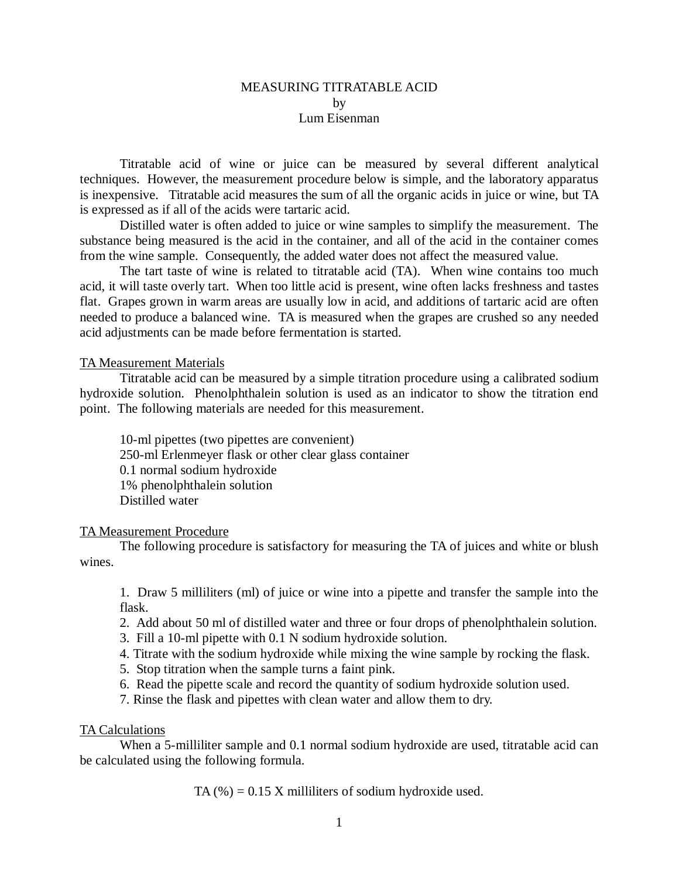# MEASURING TITRATABLE ACID

by

Lum Eisenman

Titratable acid of wine or juice can be measured by several different analytical techniques. However, the measurement procedure below is simple, and the laboratory apparatus is inexpensive. Titratable acid measures the sum of all the organic acids in juice or wine, but TA is expressed as if all of the acids were tartaric acid.

Distilled water is often added to juice or wine samples to simplify the measurement. The substance being measured is the acid in the container, and all of the acid in the container comes from the wine sample. Consequently, the added water does not affect the measured value.

The tart taste of wine is related to titratable acid (TA). When wine contains too much acid, it will taste overly tart. When too little acid is present, wine often lacks freshness and tastes flat. Grapes grown in warm areas are usually low in acid, and additions of tartaric acid are often needed to produce a balanced wine. TA is measured when the grapes are crushed so any needed acid adjustments can be made before fermentation is started.

## TA Measurement Materials

Titratable acid can be measured by a simple titration procedure using a calibrated sodium hydroxide solution. Phenolphthalein solution is used as an indicator to show the titration end point. The following materials are needed for this measurement.

- 10-ml pipettes (two pipettes are convenient)
- 250-ml Erlenmeyer flask or other clear glass container
- 0.1 normal sodium hydroxide
- 1% phenolphthalein solution
- Distilled water

## TA Measurement Procedure

The following procedure is satisfactory for measuring the TA of juices and white or blush wines.

1. Draw 5 milliliters (ml) of juice or wine into a pipette and transfer the sample into the flask.
2. Add about 50 ml of distilled water and three or four drops of phenolphthalein solution.
3. Fill a 10-ml pipette with 0.1 N sodium hydroxide solution.
4. Titrate with the sodium hydroxide while mixing the wine sample by rocking the flask.
5. Stop titration when the sample turns a faint pink.
6. Read the pipette scale and record the quantity of sodium hydroxide solution used.
7. Rinse the flask and pipettes with clean water and allow them to dry.

## TA Calculations

When a 5-milliliter sample and 0.1 normal sodium hydroxide are used, titratable acid can be calculated using the following formula.

$$\text{TA (\%)} = 0.15 \times \text{milliliters of sodium hydroxide used.}$$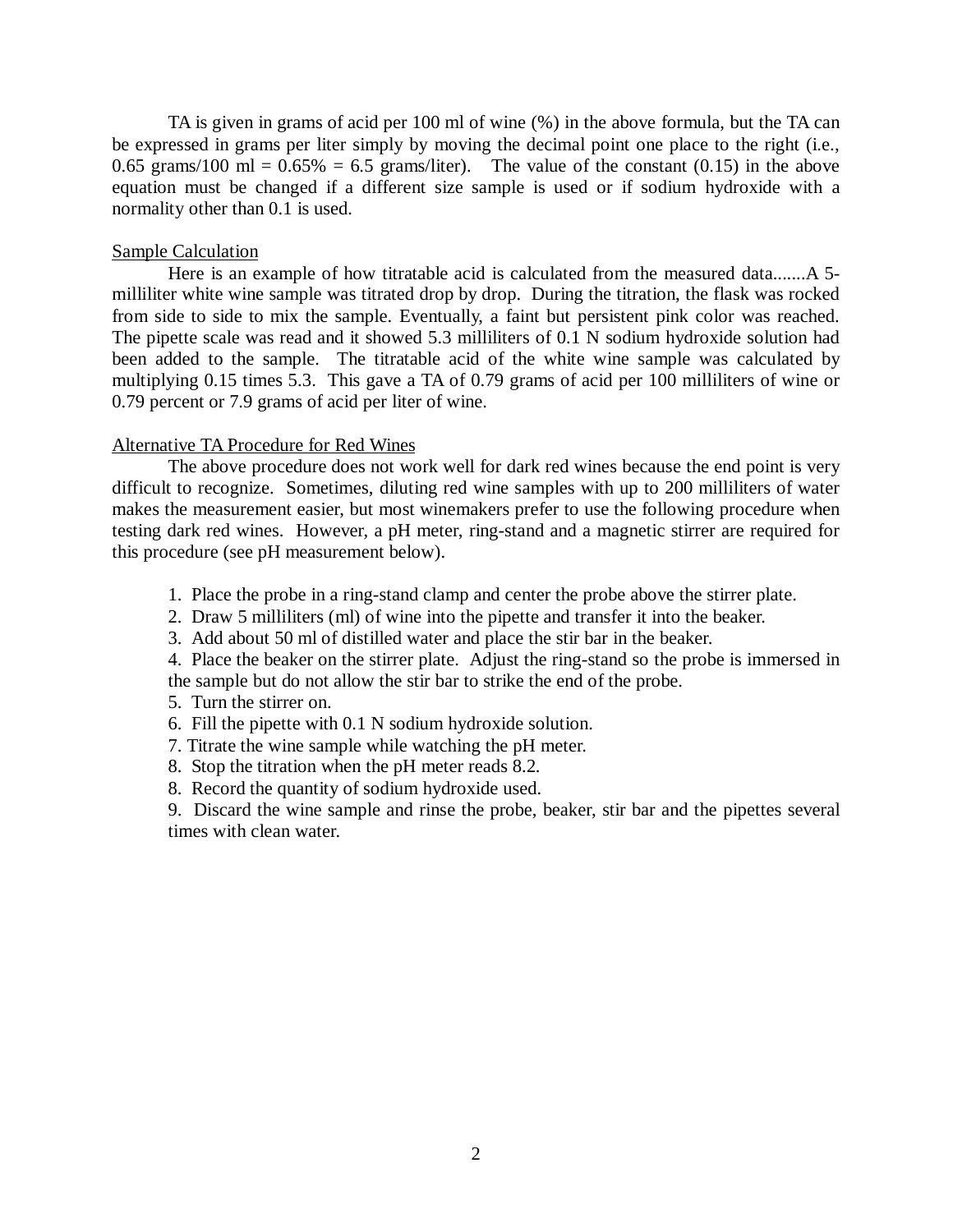TA is given in grams of acid per 100 ml of wine (%) in the above formula, but the TA can be expressed in grams per liter simply by moving the decimal point one place to the right (i.e., 0.65 grams/100 ml = 0.65% = 6.5 grams/liter). The value of the constant (0.15) in the above equation must be changed if a different size sample is used or if sodium hydroxide with a normality other than 0.1 is used.

Sample Calculation

Here is an example of how titratable acid is calculated from the measured data.......A 5-milliliter white wine sample was titrated drop by drop. During the titration, the flask was rocked from side to side to mix the sample. Eventually, a faint but persistent pink color was reached. The pipette scale was read and it showed 5.3 milliliters of 0.1 N sodium hydroxide solution had been added to the sample. The titratable acid of the white wine sample was calculated by multiplying 0.15 times 5.3. This gave a TA of 0.79 grams of acid per 100 milliliters of wine or 0.79 percent or 7.9 grams of acid per liter of wine.

Alternative TA Procedure for Red Wines

The above procedure does not work well for dark red wines because the end point is very difficult to recognize. Sometimes, diluting red wine samples with up to 200 milliliters of water makes the measurement easier, but most winemakers prefer to use the following procedure when testing dark red wines. However, a pH meter, ring-stand and a magnetic stirrer are required for this procedure (see pH measurement below).

1. Place the probe in a ring-stand clamp and center the probe above the stirrer plate.
2. Draw 5 milliliters (ml) of wine into the pipette and transfer it into the beaker.
3. Add about 50 ml of distilled water and place the stir bar in the beaker.
4. Place the beaker on the stirrer plate. Adjust the ring-stand so the probe is immersed in the sample but do not allow the stir bar to strike the end of the probe.
5. Turn the stirrer on.
6. Fill the pipette with 0.1 N sodium hydroxide solution.
7. Titrate the wine sample while watching the pH meter.
8. Stop the titration when the pH meter reads 8.2.
8. Record the quantity of sodium hydroxide used.
9. Discard the wine sample and rinse the probe, beaker, stir bar and the pipettes several times with clean water.